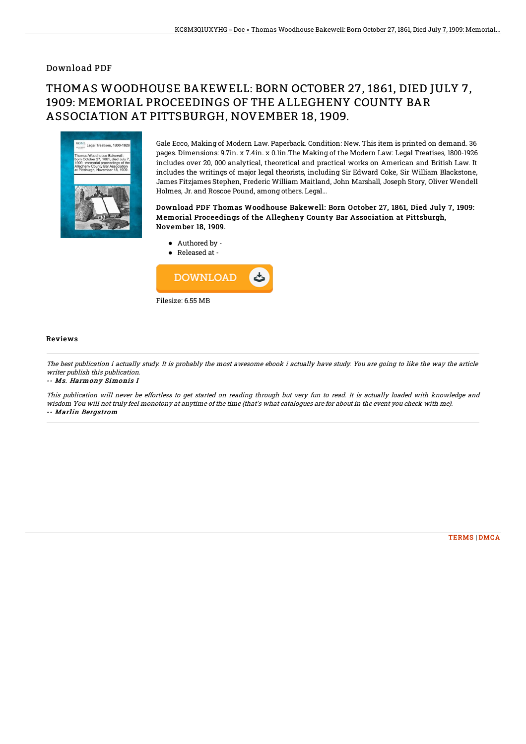Download PDF

# THOMAS WOODHOUSE BAKEWELL: BORN OCTOBER 27, 1861, DIED JULY 7, 1909: MEMORIAL PROCEEDINGS OF THE ALLEGHENY COUNTY BAR ASSOCIATION AT PITTSBURGH, NOVEMBER 18, 1909.

Gale Ecco, Making of Modern Law. Paperback. Condition: New. This item is printed on demand. 36 pages. Dimensions: 9.7in. x 7.4in. x 0.1in.The Making of the Modern Law: Legal Treatises, 1800-1926 includes over 20, 000 analytical, theoretical and practical works on American and British Law. It includes the writings of major legal theorists, including Sir Edward Coke, Sir William Blackstone, James Fitzjames Stephen, Frederic William Maitland, John Marshall, Joseph Story, Oliver Wendell Holmes, Jr. and Roscoe Pound, among others. Legal...

**Download PDF Thomas Woodhouse Bakewell: Born October 27, 1861, Died July 7, 1909: Memorial Proceedings of the Allegheny County Bar Association at Pittsburgh, November 18, 1909.**

- Authored by -
- Released at -

Filesize: 6.55 MB

### Reviews

*The best publication i actually study. It is probably the most awesome ebook i actually have study. You are going to like the way the article writer publish this publication.*

*-- Ms. Harmony Simonis I*

*This publication will never be effortless to get started on reading through but very fun to read. It is actually loaded with knowledge and wisdom You will not truly feel monotony at anytime of the time (that's what catalogues are for about in the event you check with me).*

*-- Marlin Bergstrom*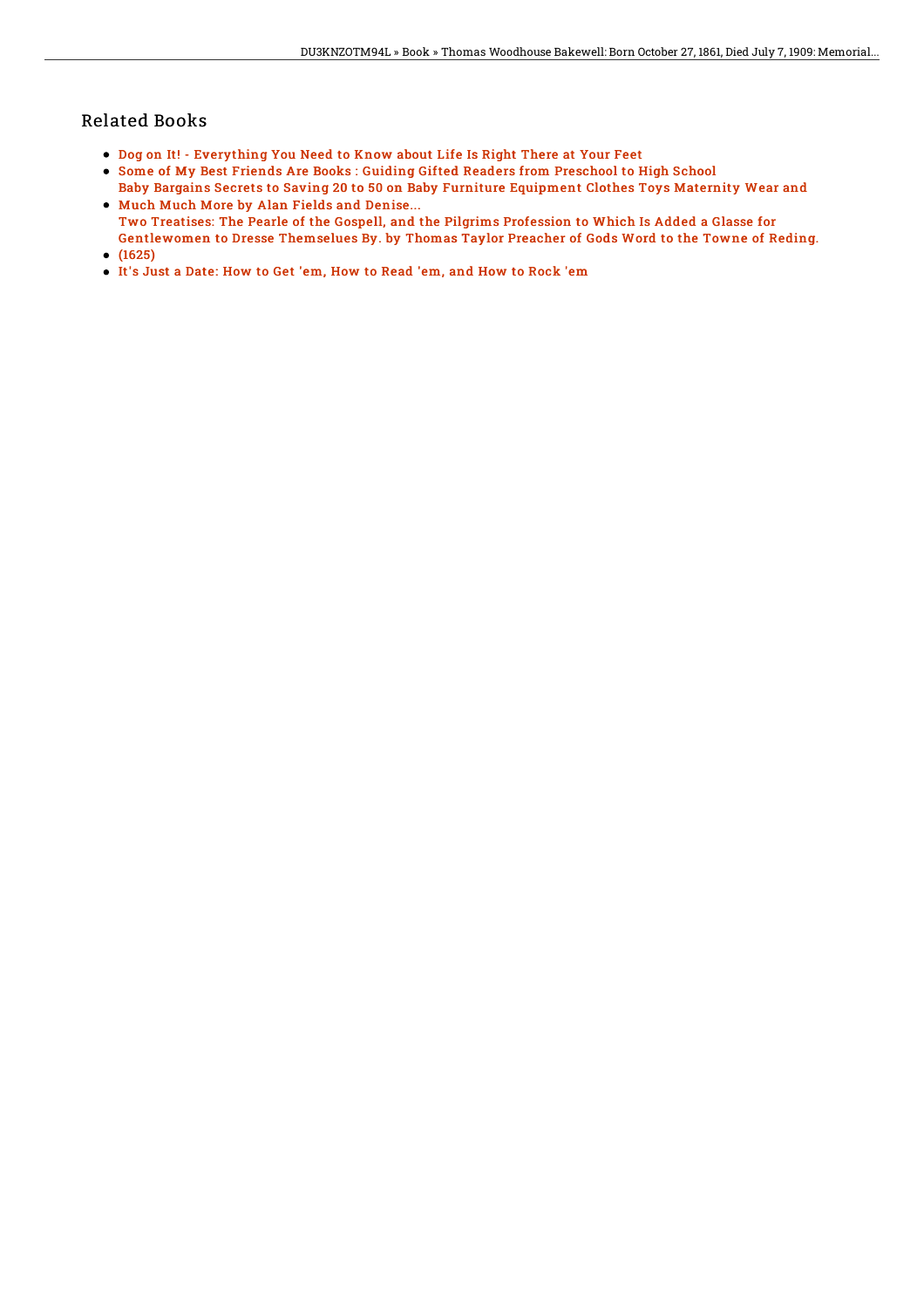## Related Books

- Dog on It! - Everything You Need to Know about Life Is Right There at Your Feet
- Some of My Best Friends Are Books : Guiding Gifted Readers from Preschool to High School
- Baby Bargains Secrets to Saving 20 to 50 on Baby Furniture Equipment Clothes Toys Maternity Wear and Much Much More by Alan Fields and Denise...
- Two Treatises: The Pearle of the Gospell, and the Pilgrims Profession to Which Is Added a Glasse for Gentlewomen to Dresse Themselues By. by Thomas Taylor Preacher of Gods Word to the Towne of Reding. (1625)
- It's Just a Date: How to Get 'em, How to Read 'em, and How to Rock 'em